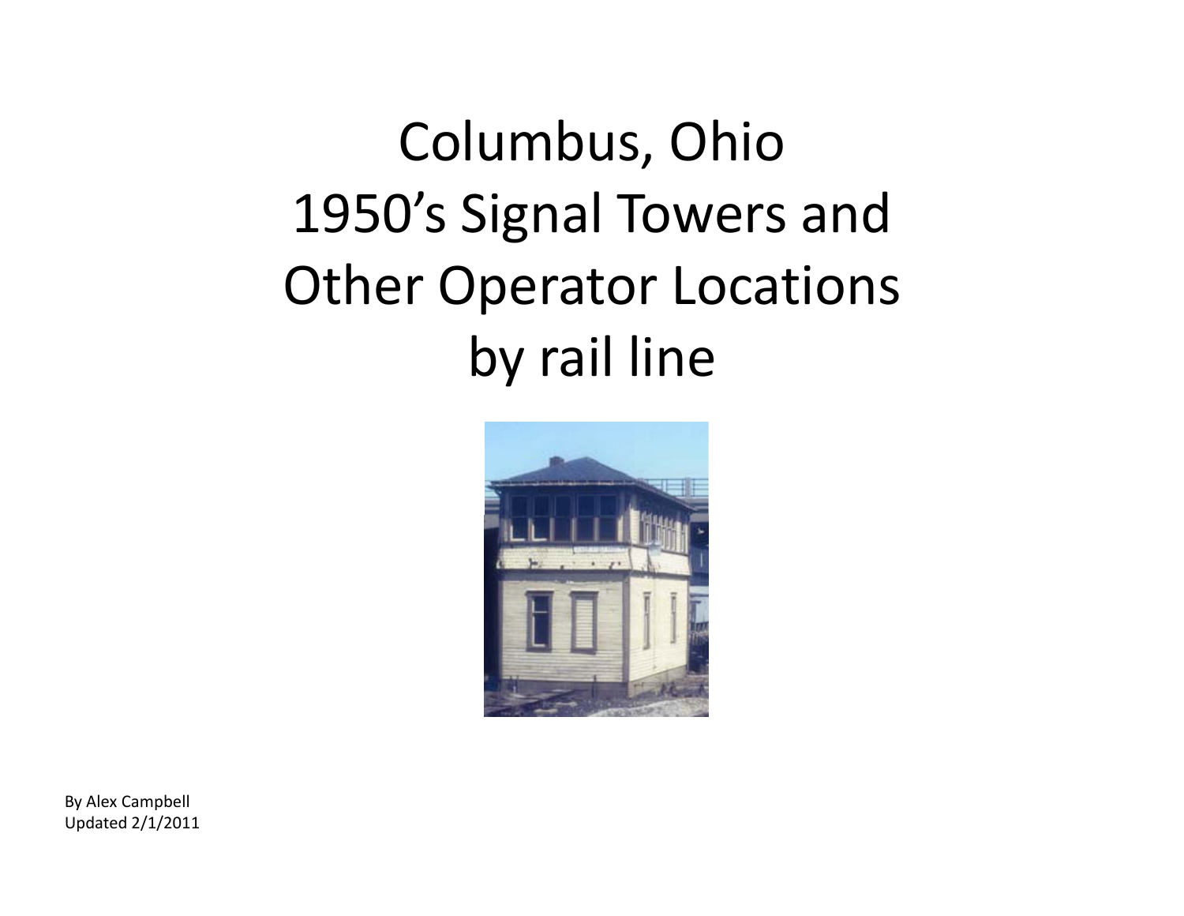# Columbus, Ohio
# 1950's Signal Towers and Other Operator Locations by rail line

By Alex Campbell
Updated 2/1/2011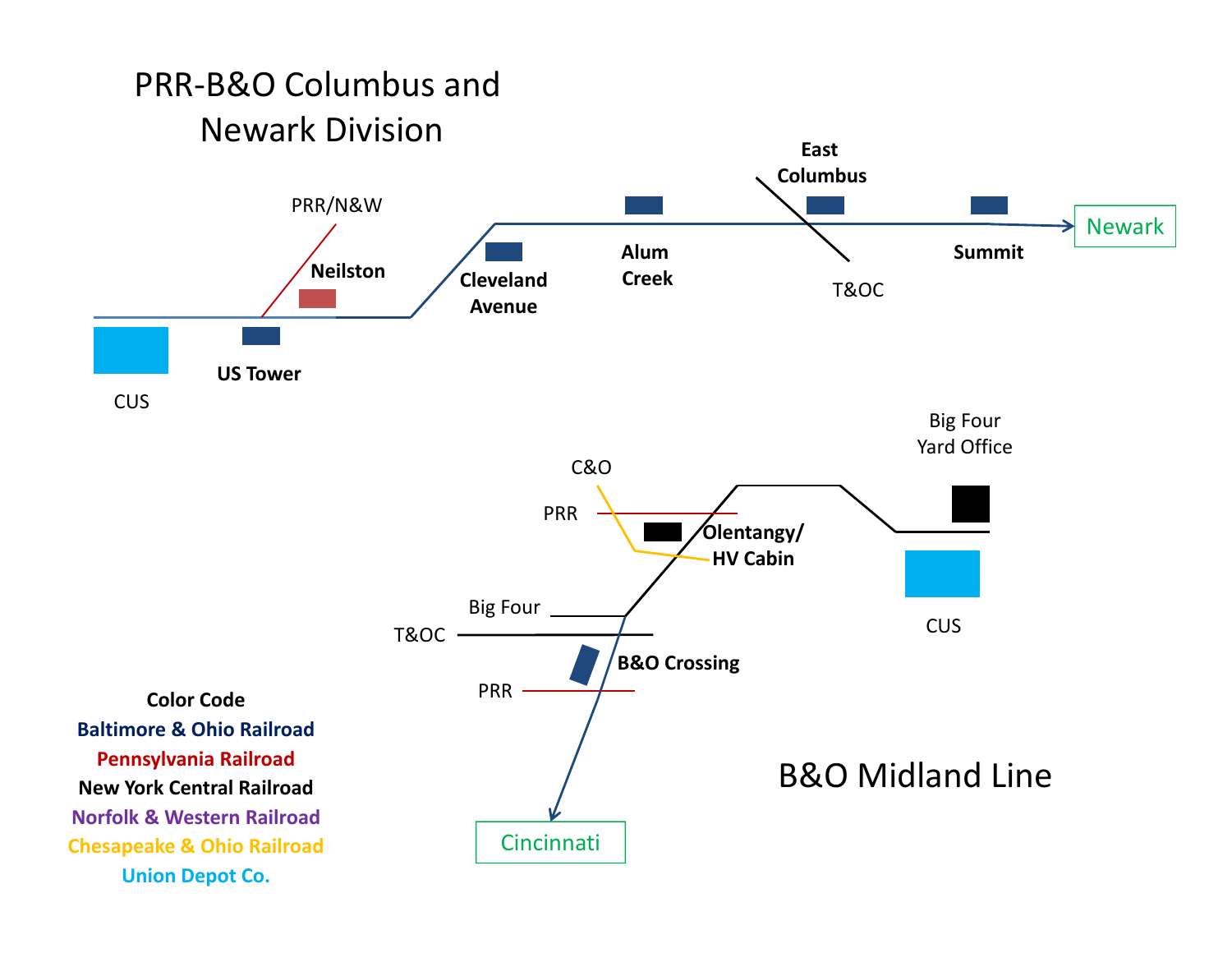# PRR-B&O Columbus and Newark Division

PRR/N&W

Neilston

Cleveland Avenue

Alum Creek

East Columbus

T&OC

Summit

Newark

CUS

US Tower

# B&O Midland Line

C&O

PRR

Olentangy/ HV Cabin

Big Four Yard Office

CUS

Big Four

T&OC

B&O Crossing

PRR

Cincinnati

**Color Code**

**Baltimore & Ohio Railroad**

**Pennsylvania Railroad**

**New York Central Railroad**

**Norfolk & Western Railroad**

**Chesapeake & Ohio Railroad**

**Union Depot Co.**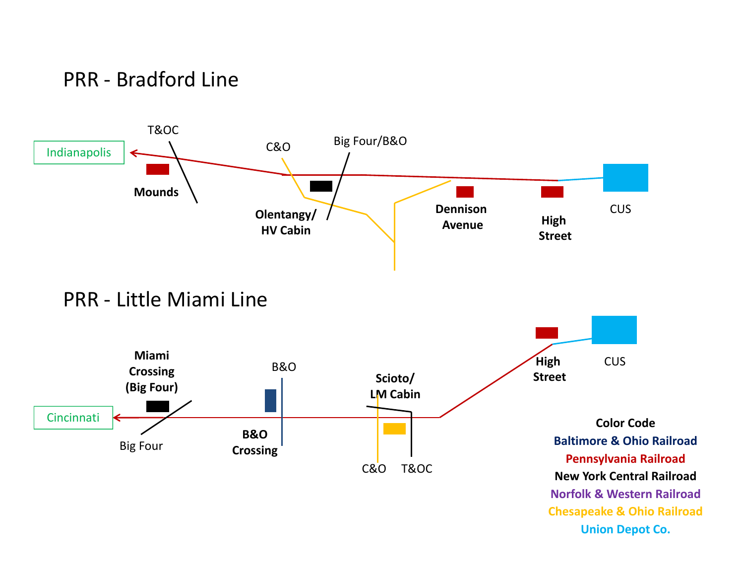## PRR - Bradford Line

Indianapolis

T&OC

**Mounds**

C&O

Big Four/B&O

**Olentangy/ HV Cabin**

**Dennison Avenue**

**High Street**

CUS

## PRR - Little Miami Line

Cincinnati

**Miami Crossing (Big Four)**

Big Four

B&O

**B&O Crossing**

**Scioto/ LM Cabin**

C&O

T&OC

**High Street**

CUS

**Color Code**

**Baltimore & Ohio Railroad**

**Pennsylvania Railroad**

**New York Central Railroad**

**Norfolk & Western Railroad**

**Chesapeake & Ohio Railroad**

**Union Depot Co.**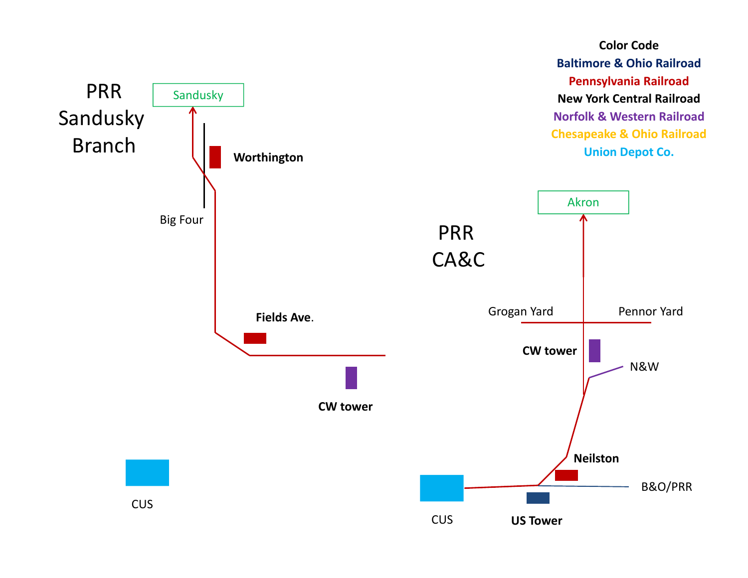## Color Code

- Baltimore & Ohio Railroad
- Pennsylvania Railroad
- New York Central Railroad
- Norfolk & Western Railroad
- Chesapeake & Ohio Railroad
- Union Depot Co.

## PRR Sandusky Branch

Sandusky

**Worthington**

Big Four

**Fields Ave.**

**CW tower**

CUS

## PRR CA&C

Akron

Grogan Yard

Pennor Yard

**CW tower**

N&W

**Neilston**

B&O/PRR

CUS

**US Tower**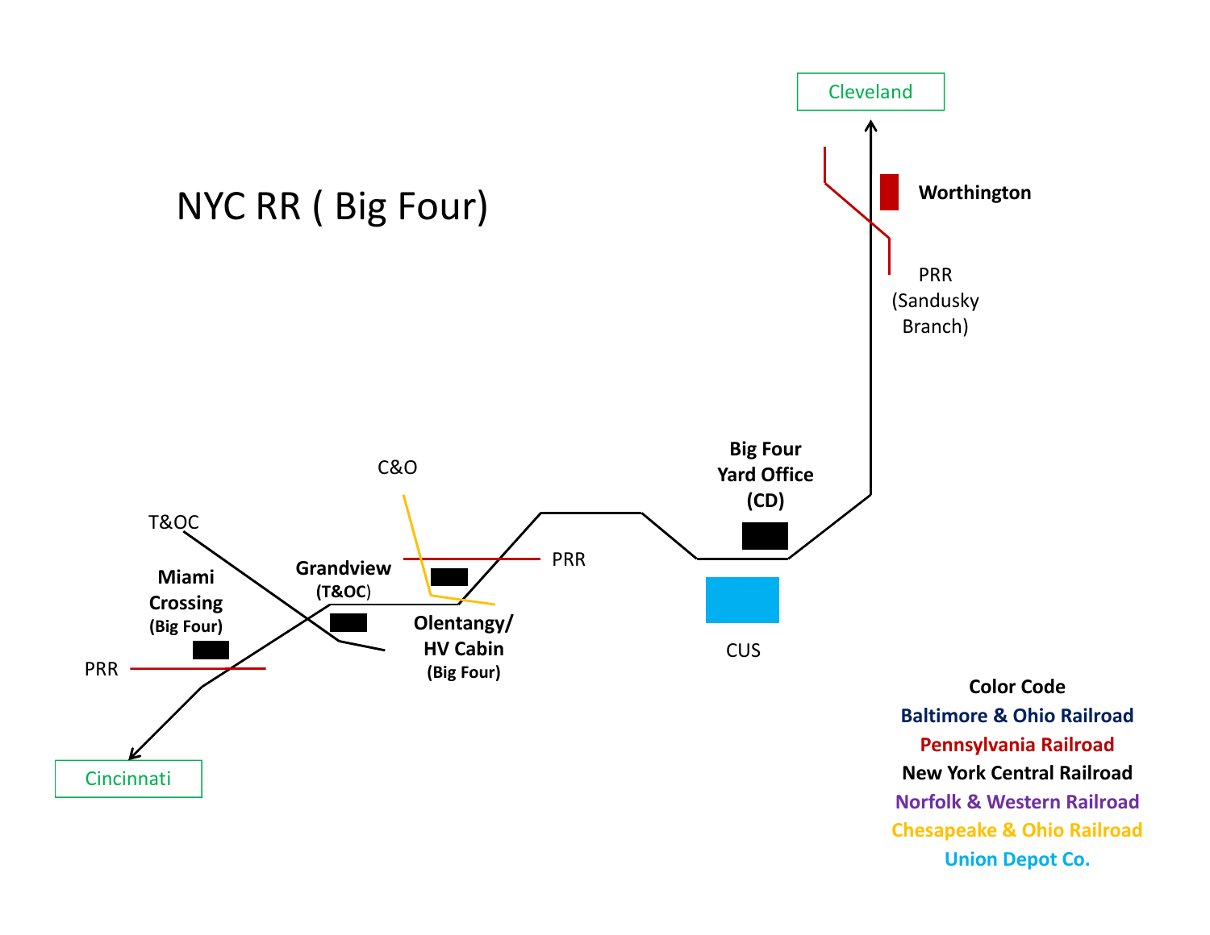# NYC RR ( Big Four)

Cleveland

**Worthington**

PRR (Sandusky Branch)

**Big Four Yard Office (CD)**

CUS

C&O

PRR

T&OC

**Grandview (T&OC)**

**Olentangy/ HV Cabin (Big Four)**

**Miami Crossing (Big Four)**

PRR

Cincinnati

**Color Code**

**Baltimore & Ohio Railroad**

**Pennsylvania Railroad**

**New York Central Railroad**

**Norfolk & Western Railroad**

**Chesapeake & Ohio Railroad**

**Union Depot Co.**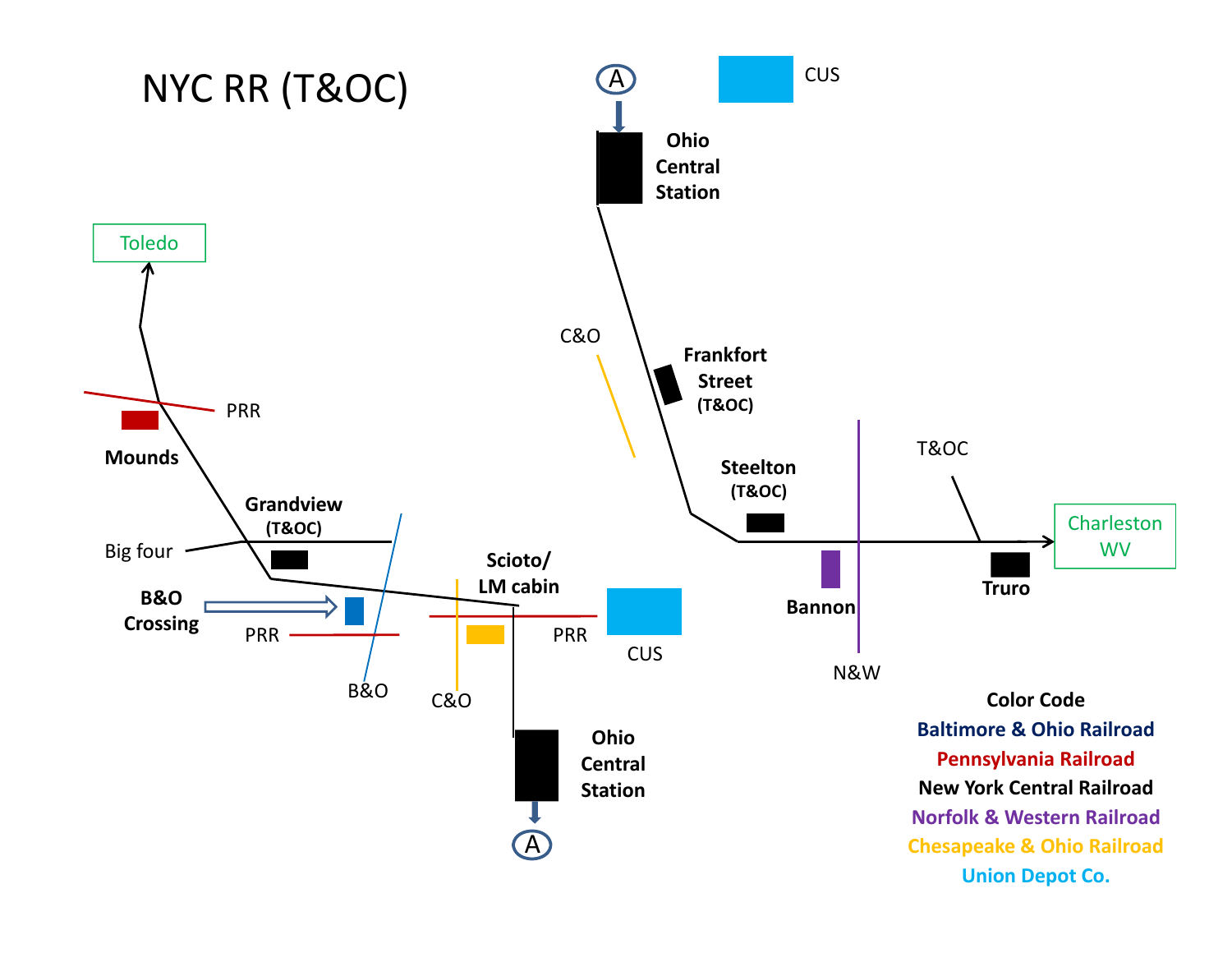# NYC RR (T&OC)

Toledo

PRR

**Mounds**

**Grandview (T&OC)**

Big four

**B&O Crossing**

PRR

B&O

**Scioto/ LM cabin**

C&O

PRR

CUS

**Ohio Central Station**

A

A

CUS

**Ohio Central Station**

C&O

**Frankfort Street (T&OC)**

**Steelton (T&OC)**

T&OC

Charleston WV

**Bannon**

**Truro**

N&W

**Color Code**

**Baltimore & Ohio Railroad**

**Pennsylvania Railroad**

**New York Central Railroad**

**Norfolk & Western Railroad**

**Chesapeake & Ohio Railroad**

**Union Depot Co.**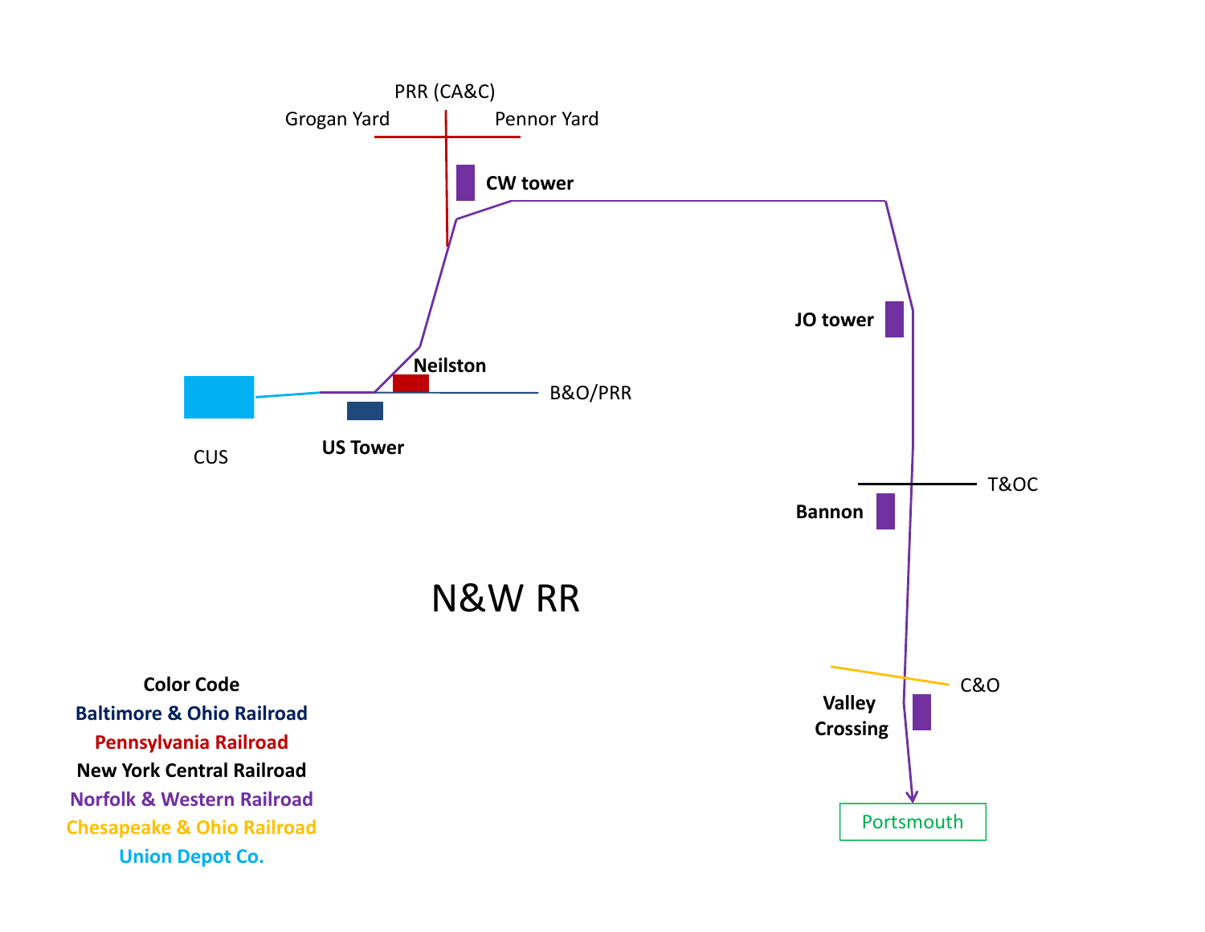PRR (CA&C)

Grogan Yard

Pennor Yard

**CW tower**

**JO tower**

**Neilston**

B&O/PRR

CUS

**US Tower**

T&OC

**Bannon**

# N&W RR

C&O

**Valley Crossing**

Portsmouth

**Color Code**

**Baltimore & Ohio Railroad**

**Pennsylvania Railroad**

**New York Central Railroad**

**Norfolk & Western Railroad**

**Chesapeake & Ohio Railroad**

**Union Depot Co.**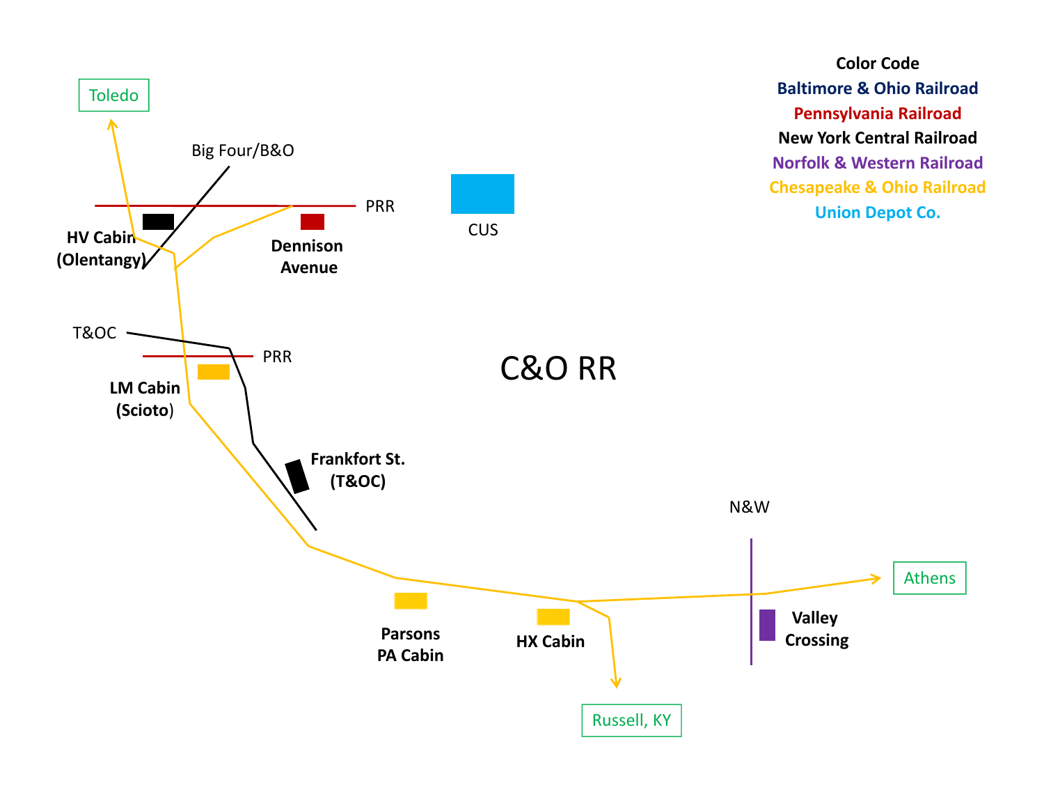Color Code

Baltimore & Ohio Railroad

Pennsylvania Railroad

New York Central Railroad

Norfolk & Western Railroad

Chesapeake & Ohio Railroad

Union Depot Co.

Toledo

Big Four/B&O

PRR

CUS

HV Cabin (Olentangy)

Dennison Avenue

T&OC

PRR

LM Cabin (Scioto)

C&O RR

Frankfort St. (T&OC)

N&W

Athens

Parsons PA Cabin

HX Cabin

Valley Crossing

Russell, KY